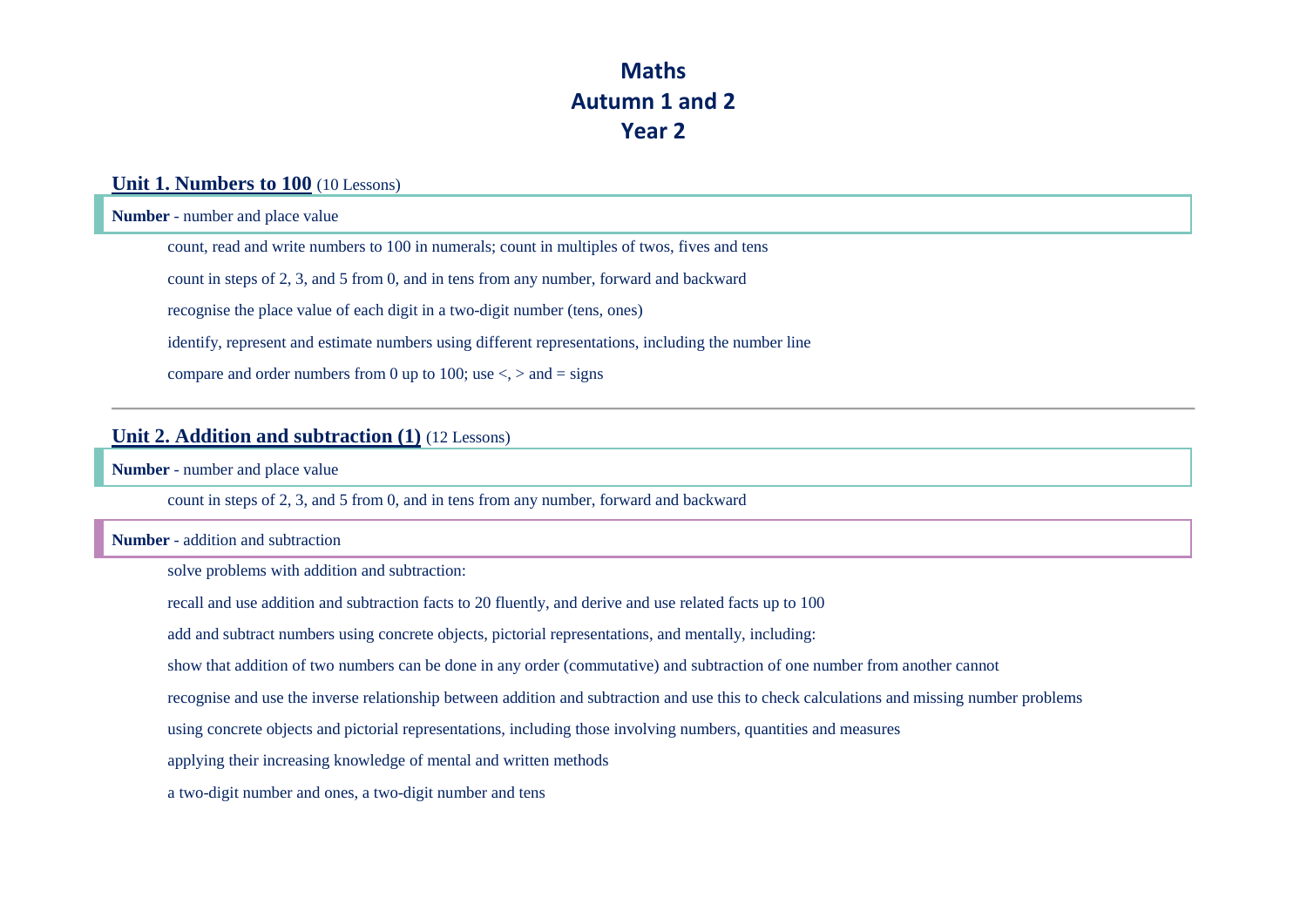# Maths
# Autumn 1 and 2
# Year 2

## Unit 1. Numbers to 100 (10 Lessons)

**Number** - number and place value

- count, read and write numbers to 100 in numerals; count in multiples of twos, fives and tens
- count in steps of 2, 3, and 5 from 0, and in tens from any number, forward and backward
- recognise the place value of each digit in a two-digit number (tens, ones)
- identify, represent and estimate numbers using different representations, including the number line
- compare and order numbers from 0 up to 100; use <, > and = signs

---

## Unit 2. Addition and subtraction (1) (12 Lessons)

**Number** - number and place value

- count in steps of 2, 3, and 5 from 0, and in tens from any number, forward and backward

**Number** - addition and subtraction

- solve problems with addition and subtraction:
- recall and use addition and subtraction facts to 20 fluently, and derive and use related facts up to 100
- add and subtract numbers using concrete objects, pictorial representations, and mentally, including:
- show that addition of two numbers can be done in any order (commutative) and subtraction of one number from another cannot
- recognise and use the inverse relationship between addition and subtraction and use this to check calculations and missing number problems
- using concrete objects and pictorial representations, including those involving numbers, quantities and measures
- applying their increasing knowledge of mental and written methods
- a two-digit number and ones, a two-digit number and tens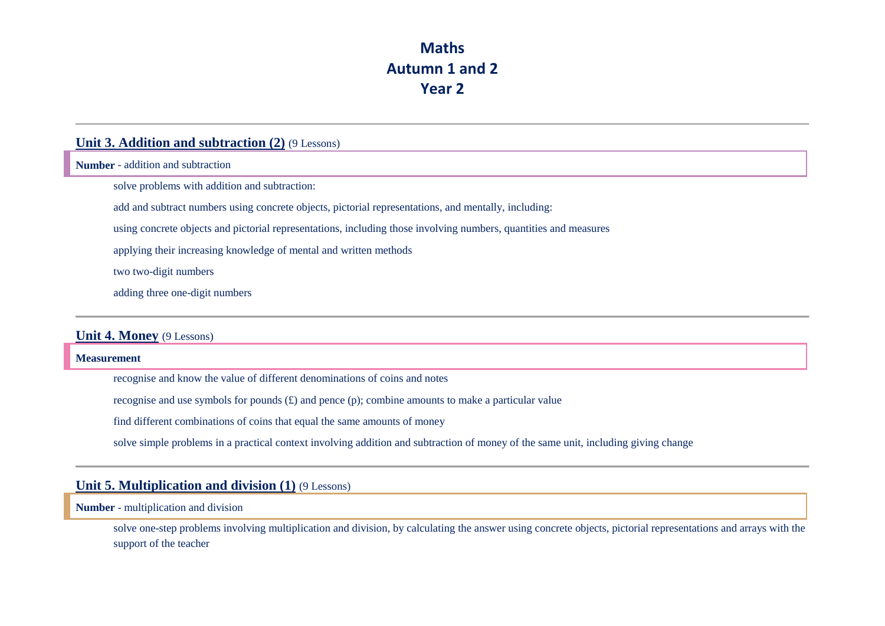# Maths
# Autumn 1 and 2
# Year 2

---

## Unit 3. Addition and subtraction (2) (9 Lessons)

**Number** - addition and subtraction

solve problems with addition and subtraction:

add and subtract numbers using concrete objects, pictorial representations, and mentally, including:

using concrete objects and pictorial representations, including those involving numbers, quantities and measures

applying their increasing knowledge of mental and written methods

two two-digit numbers

adding three one-digit numbers

---

## Unit 4. Money (9 Lessons)

**Measurement**

recognise and know the value of different denominations of coins and notes

recognise and use symbols for pounds (£) and pence (p); combine amounts to make a particular value

find different combinations of coins that equal the same amounts of money

solve simple problems in a practical context involving addition and subtraction of money of the same unit, including giving change

---

## Unit 5. Multiplication and division (1) (9 Lessons)

**Number** - multiplication and division

solve one-step problems involving multiplication and division, by calculating the answer using concrete objects, pictorial representations and arrays with the support of the teacher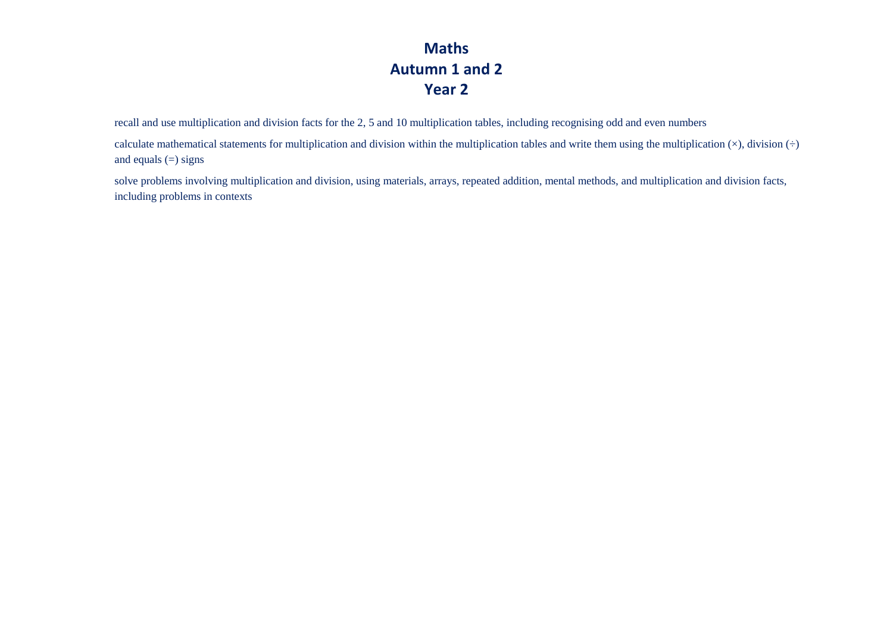# Maths
# Autumn 1 and 2
# Year 2

recall and use multiplication and division facts for the 2, 5 and 10 multiplication tables, including recognising odd and even numbers

calculate mathematical statements for multiplication and division within the multiplication tables and write them using the multiplication (×), division (÷) and equals (=) signs

solve problems involving multiplication and division, using materials, arrays, repeated addition, mental methods, and multiplication and division facts, including problems in contexts